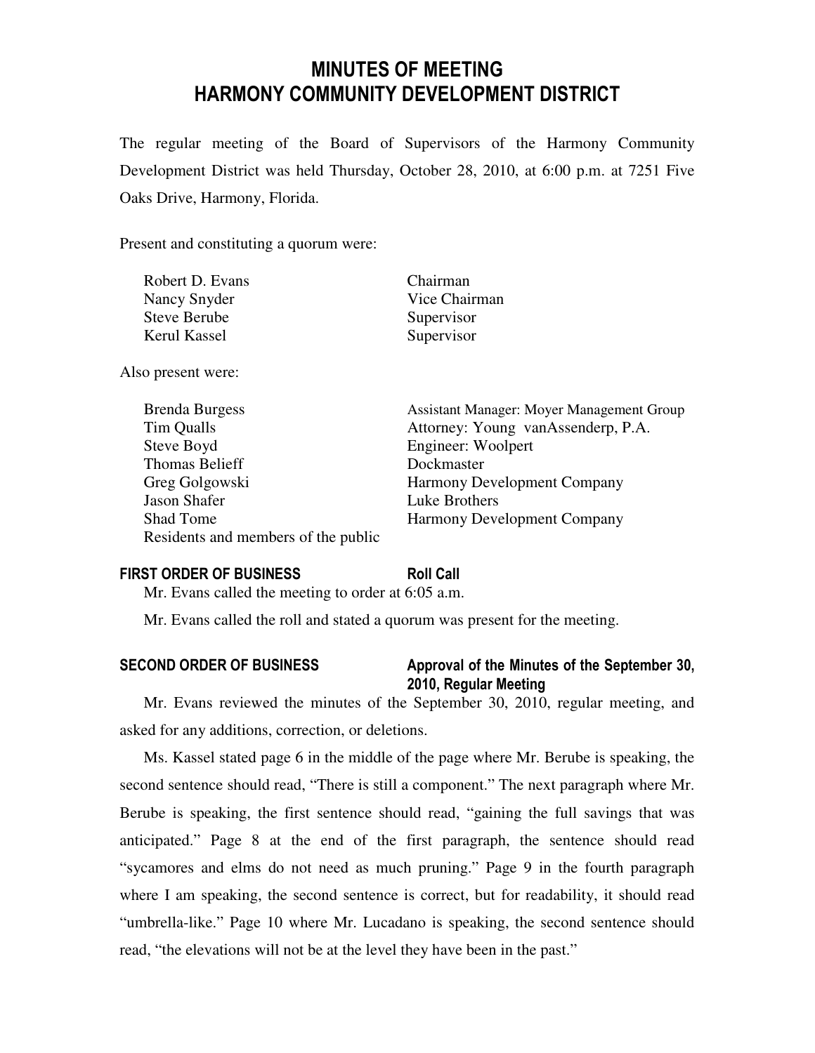# MINUTES OF MEETING
# HARMONY COMMUNITY DEVELOPMENT DISTRICT

The regular meeting of the Board of Supervisors of the Harmony Community Development District was held Thursday, October 28, 2010, at 6:00 p.m. at 7251 Five Oaks Drive, Harmony, Florida.

Present and constituting a quorum were:

| | |
|---|---|
| Robert D. Evans | Chairman |
| Nancy Snyder | Vice Chairman |
| Steve Berube | Supervisor |
| Kerul Kassel | Supervisor |

Also present were:

| | |
|---|---|
| Brenda Burgess | Assistant Manager: Moyer Management Group |
| Tim Qualls | Attorney: Young vanAssenderp, P.A. |
| Steve Boyd | Engineer: Woolpert |
| Thomas Belieff | Dockmaster |
| Greg Golgowski | Harmony Development Company |
| Jason Shafer | Luke Brothers |
| Shad Tome | Harmony Development Company |
| Residents and members of the public | |

### FIRST ORDER OF BUSINESS — Roll Call

Mr. Evans called the meeting to order at 6:05 a.m.

Mr. Evans called the roll and stated a quorum was present for the meeting.

### SECOND ORDER OF BUSINESS — Approval of the Minutes of the September 30, 2010, Regular Meeting

Mr. Evans reviewed the minutes of the September 30, 2010, regular meeting, and asked for any additions, correction, or deletions.

Ms. Kassel stated page 6 in the middle of the page where Mr. Berube is speaking, the second sentence should read, "There is still a component." The next paragraph where Mr. Berube is speaking, the first sentence should read, "gaining the full savings that was anticipated." Page 8 at the end of the first paragraph, the sentence should read "sycamores and elms do not need as much pruning." Page 9 in the fourth paragraph where I am speaking, the second sentence is correct, but for readability, it should read "umbrella-like." Page 10 where Mr. Lucadano is speaking, the second sentence should read, "the elevations will not be at the level they have been in the past."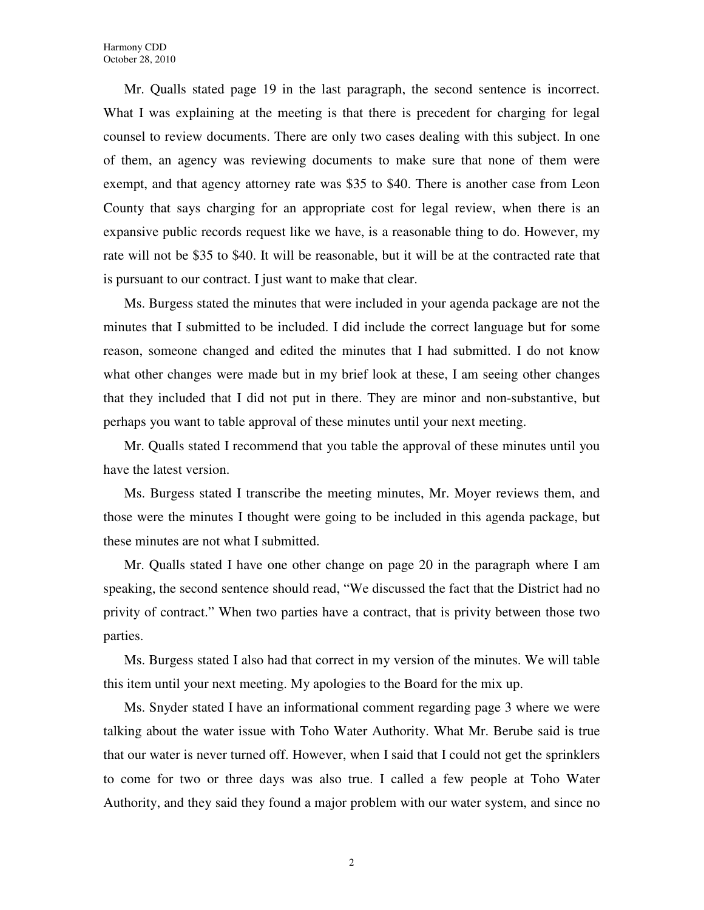Mr. Qualls stated page 19 in the last paragraph, the second sentence is incorrect. What I was explaining at the meeting is that there is precedent for charging for legal counsel to review documents. There are only two cases dealing with this subject. In one of them, an agency was reviewing documents to make sure that none of them were exempt, and that agency attorney rate was $35 to $40. There is another case from Leon County that says charging for an appropriate cost for legal review, when there is an expansive public records request like we have, is a reasonable thing to do. However, my rate will not be $35 to $40. It will be reasonable, but it will be at the contracted rate that is pursuant to our contract. I just want to make that clear.

Ms. Burgess stated the minutes that were included in your agenda package are not the minutes that I submitted to be included. I did include the correct language but for some reason, someone changed and edited the minutes that I had submitted. I do not know what other changes were made but in my brief look at these, I am seeing other changes that they included that I did not put in there. They are minor and non-substantive, but perhaps you want to table approval of these minutes until your next meeting.

Mr. Qualls stated I recommend that you table the approval of these minutes until you have the latest version.

Ms. Burgess stated I transcribe the meeting minutes, Mr. Moyer reviews them, and those were the minutes I thought were going to be included in this agenda package, but these minutes are not what I submitted.

Mr. Qualls stated I have one other change on page 20 in the paragraph where I am speaking, the second sentence should read, "We discussed the fact that the District had no privity of contract." When two parties have a contract, that is privity between those two parties.

Ms. Burgess stated I also had that correct in my version of the minutes. We will table this item until your next meeting. My apologies to the Board for the mix up.

Ms. Snyder stated I have an informational comment regarding page 3 where we were talking about the water issue with Toho Water Authority. What Mr. Berube said is true that our water is never turned off. However, when I said that I could not get the sprinklers to come for two or three days was also true. I called a few people at Toho Water Authority, and they said they found a major problem with our water system, and since no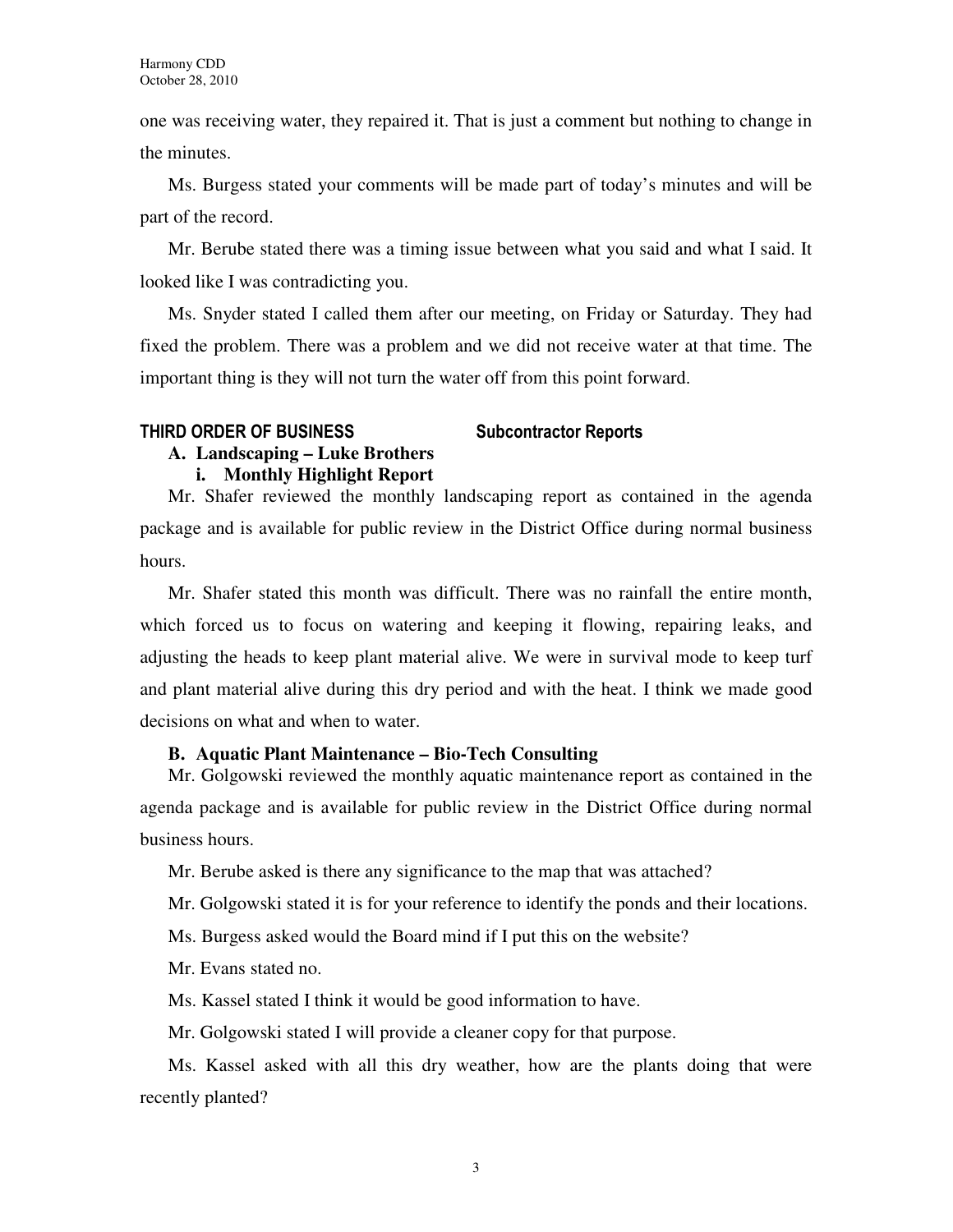one was receiving water, they repaired it. That is just a comment but nothing to change in the minutes.

Ms. Burgess stated your comments will be made part of today's minutes and will be part of the record.

Mr. Berube stated there was a timing issue between what you said and what I said. It looked like I was contradicting you.

Ms. Snyder stated I called them after our meeting, on Friday or Saturday. They had fixed the problem. There was a problem and we did not receive water at that time. The important thing is they will not turn the water off from this point forward.

## THIRD ORDER OF BUSINESS Subcontractor Reports

### A. Landscaping – Luke Brothers

#### i. Monthly Highlight Report

Mr. Shafer reviewed the monthly landscaping report as contained in the agenda package and is available for public review in the District Office during normal business hours.

Mr. Shafer stated this month was difficult. There was no rainfall the entire month, which forced us to focus on watering and keeping it flowing, repairing leaks, and adjusting the heads to keep plant material alive. We were in survival mode to keep turf and plant material alive during this dry period and with the heat. I think we made good decisions on what and when to water.

### B. Aquatic Plant Maintenance – Bio-Tech Consulting

Mr. Golgowski reviewed the monthly aquatic maintenance report as contained in the agenda package and is available for public review in the District Office during normal business hours.

Mr. Berube asked is there any significance to the map that was attached?

Mr. Golgowski stated it is for your reference to identify the ponds and their locations.

Ms. Burgess asked would the Board mind if I put this on the website?

Mr. Evans stated no.

Ms. Kassel stated I think it would be good information to have.

Mr. Golgowski stated I will provide a cleaner copy for that purpose.

Ms. Kassel asked with all this dry weather, how are the plants doing that were recently planted?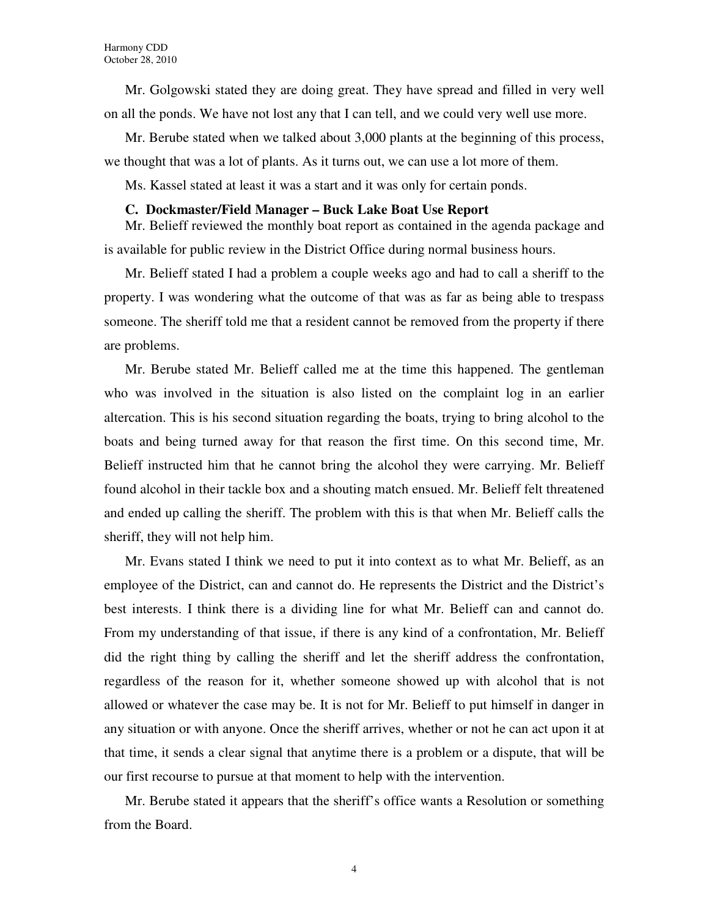Mr. Golgowski stated they are doing great. They have spread and filled in very well on all the ponds. We have not lost any that I can tell, and we could very well use more.

Mr. Berube stated when we talked about 3,000 plants at the beginning of this process, we thought that was a lot of plants. As it turns out, we can use a lot more of them.

Ms. Kassel stated at least it was a start and it was only for certain ponds.

**C. Dockmaster/Field Manager – Buck Lake Boat Use Report**

Mr. Belieff reviewed the monthly boat report as contained in the agenda package and is available for public review in the District Office during normal business hours.

Mr. Belieff stated I had a problem a couple weeks ago and had to call a sheriff to the property. I was wondering what the outcome of that was as far as being able to trespass someone. The sheriff told me that a resident cannot be removed from the property if there are problems.

Mr. Berube stated Mr. Belieff called me at the time this happened. The gentleman who was involved in the situation is also listed on the complaint log in an earlier altercation. This is his second situation regarding the boats, trying to bring alcohol to the boats and being turned away for that reason the first time. On this second time, Mr. Belieff instructed him that he cannot bring the alcohol they were carrying. Mr. Belieff found alcohol in their tackle box and a shouting match ensued. Mr. Belieff felt threatened and ended up calling the sheriff. The problem with this is that when Mr. Belieff calls the sheriff, they will not help him.

Mr. Evans stated I think we need to put it into context as to what Mr. Belieff, as an employee of the District, can and cannot do. He represents the District and the District's best interests. I think there is a dividing line for what Mr. Belieff can and cannot do. From my understanding of that issue, if there is any kind of a confrontation, Mr. Belieff did the right thing by calling the sheriff and let the sheriff address the confrontation, regardless of the reason for it, whether someone showed up with alcohol that is not allowed or whatever the case may be. It is not for Mr. Belieff to put himself in danger in any situation or with anyone. Once the sheriff arrives, whether or not he can act upon it at that time, it sends a clear signal that anytime there is a problem or a dispute, that will be our first recourse to pursue at that moment to help with the intervention.

Mr. Berube stated it appears that the sheriff's office wants a Resolution or something from the Board.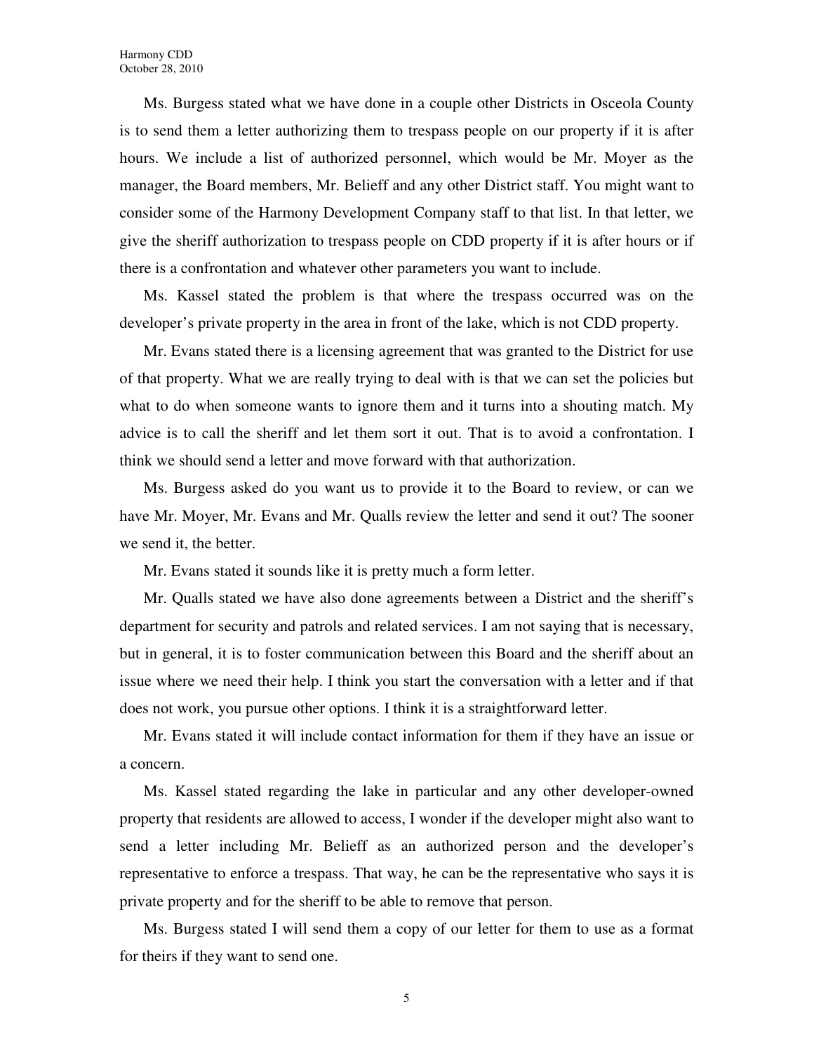Ms. Burgess stated what we have done in a couple other Districts in Osceola County is to send them a letter authorizing them to trespass people on our property if it is after hours. We include a list of authorized personnel, which would be Mr. Moyer as the manager, the Board members, Mr. Belieff and any other District staff. You might want to consider some of the Harmony Development Company staff to that list. In that letter, we give the sheriff authorization to trespass people on CDD property if it is after hours or if there is a confrontation and whatever other parameters you want to include.

Ms. Kassel stated the problem is that where the trespass occurred was on the developer's private property in the area in front of the lake, which is not CDD property.

Mr. Evans stated there is a licensing agreement that was granted to the District for use of that property. What we are really trying to deal with is that we can set the policies but what to do when someone wants to ignore them and it turns into a shouting match. My advice is to call the sheriff and let them sort it out. That is to avoid a confrontation. I think we should send a letter and move forward with that authorization.

Ms. Burgess asked do you want us to provide it to the Board to review, or can we have Mr. Moyer, Mr. Evans and Mr. Qualls review the letter and send it out? The sooner we send it, the better.

Mr. Evans stated it sounds like it is pretty much a form letter.

Mr. Qualls stated we have also done agreements between a District and the sheriff's department for security and patrols and related services. I am not saying that is necessary, but in general, it is to foster communication between this Board and the sheriff about an issue where we need their help. I think you start the conversation with a letter and if that does not work, you pursue other options. I think it is a straightforward letter.

Mr. Evans stated it will include contact information for them if they have an issue or a concern.

Ms. Kassel stated regarding the lake in particular and any other developer-owned property that residents are allowed to access, I wonder if the developer might also want to send a letter including Mr. Belieff as an authorized person and the developer's representative to enforce a trespass. That way, he can be the representative who says it is private property and for the sheriff to be able to remove that person.

Ms. Burgess stated I will send them a copy of our letter for them to use as a format for theirs if they want to send one.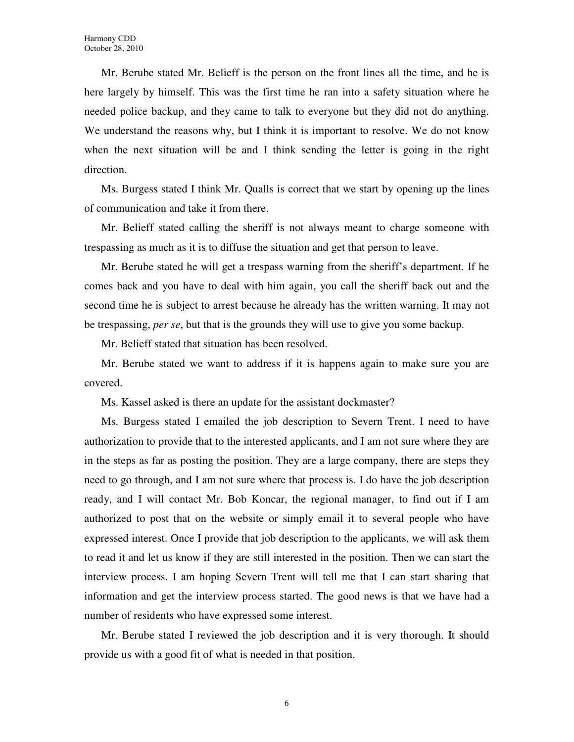Mr. Berube stated Mr. Belieff is the person on the front lines all the time, and he is here largely by himself. This was the first time he ran into a safety situation where he needed police backup, and they came to talk to everyone but they did not do anything. We understand the reasons why, but I think it is important to resolve. We do not know when the next situation will be and I think sending the letter is going in the right direction.

Ms. Burgess stated I think Mr. Qualls is correct that we start by opening up the lines of communication and take it from there.

Mr. Belieff stated calling the sheriff is not always meant to charge someone with trespassing as much as it is to diffuse the situation and get that person to leave.

Mr. Berube stated he will get a trespass warning from the sheriff's department. If he comes back and you have to deal with him again, you call the sheriff back out and the second time he is subject to arrest because he already has the written warning. It may not be trespassing, *per se*, but that is the grounds they will use to give you some backup.

Mr. Belieff stated that situation has been resolved.

Mr. Berube stated we want to address if it is happens again to make sure you are covered.

Ms. Kassel asked is there an update for the assistant dockmaster?

Ms. Burgess stated I emailed the job description to Severn Trent. I need to have authorization to provide that to the interested applicants, and I am not sure where they are in the steps as far as posting the position. They are a large company, there are steps they need to go through, and I am not sure where that process is. I do have the job description ready, and I will contact Mr. Bob Koncar, the regional manager, to find out if I am authorized to post that on the website or simply email it to several people who have expressed interest. Once I provide that job description to the applicants, we will ask them to read it and let us know if they are still interested in the position. Then we can start the interview process. I am hoping Severn Trent will tell me that I can start sharing that information and get the interview process started. The good news is that we have had a number of residents who have expressed some interest.

Mr. Berube stated I reviewed the job description and it is very thorough. It should provide us with a good fit of what is needed in that position.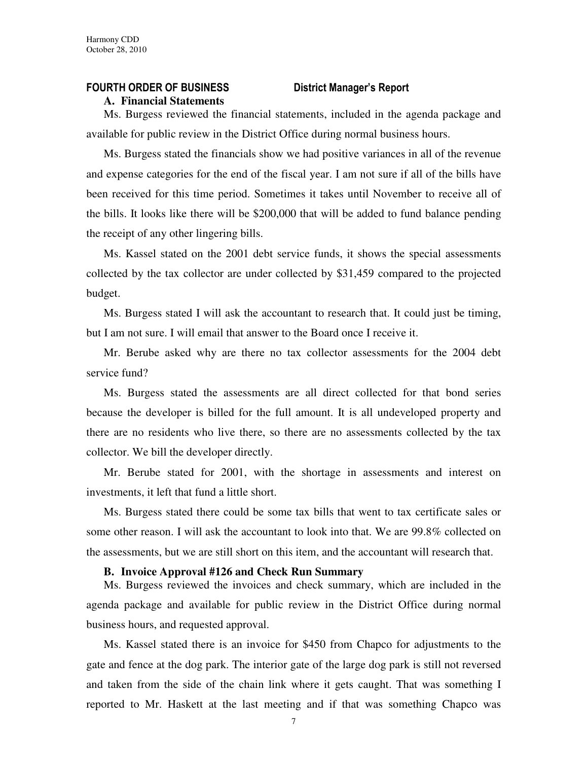## FOURTH ORDER OF BUSINESS District Manager's Report

### A. Financial Statements

Ms. Burgess reviewed the financial statements, included in the agenda package and available for public review in the District Office during normal business hours.

Ms. Burgess stated the financials show we had positive variances in all of the revenue and expense categories for the end of the fiscal year. I am not sure if all of the bills have been received for this time period. Sometimes it takes until November to receive all of the bills. It looks like there will be $200,000 that will be added to fund balance pending the receipt of any other lingering bills.

Ms. Kassel stated on the 2001 debt service funds, it shows the special assessments collected by the tax collector are under collected by $31,459 compared to the projected budget.

Ms. Burgess stated I will ask the accountant to research that. It could just be timing, but I am not sure. I will email that answer to the Board once I receive it.

Mr. Berube asked why are there no tax collector assessments for the 2004 debt service fund?

Ms. Burgess stated the assessments are all direct collected for that bond series because the developer is billed for the full amount. It is all undeveloped property and there are no residents who live there, so there are no assessments collected by the tax collector. We bill the developer directly.

Mr. Berube stated for 2001, with the shortage in assessments and interest on investments, it left that fund a little short.

Ms. Burgess stated there could be some tax bills that went to tax certificate sales or some other reason. I will ask the accountant to look into that. We are 99.8% collected on the assessments, but we are still short on this item, and the accountant will research that.

### B. Invoice Approval #126 and Check Run Summary

Ms. Burgess reviewed the invoices and check summary, which are included in the agenda package and available for public review in the District Office during normal business hours, and requested approval.

Ms. Kassel stated there is an invoice for $450 from Chapco for adjustments to the gate and fence at the dog park. The interior gate of the large dog park is still not reversed and taken from the side of the chain link where it gets caught. That was something I reported to Mr. Haskett at the last meeting and if that was something Chapco was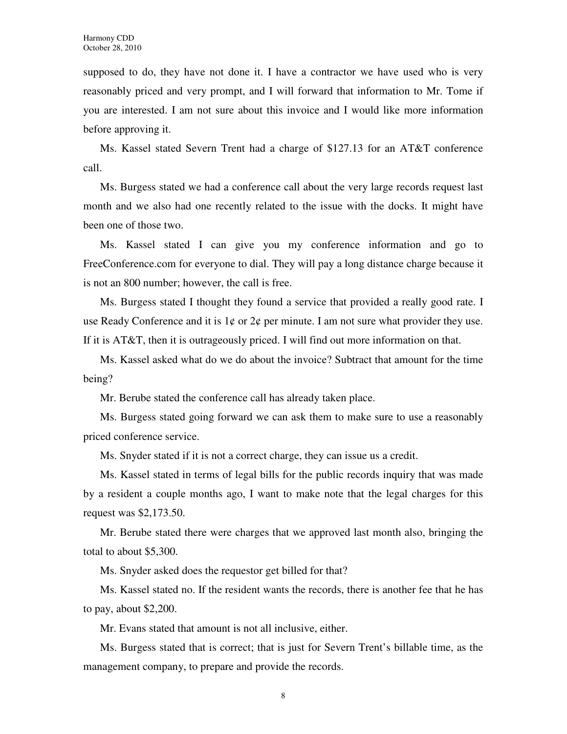supposed to do, they have not done it. I have a contractor we have used who is very reasonably priced and very prompt, and I will forward that information to Mr. Tome if you are interested. I am not sure about this invoice and I would like more information before approving it.

Ms. Kassel stated Severn Trent had a charge of $127.13 for an AT&T conference call.

Ms. Burgess stated we had a conference call about the very large records request last month and we also had one recently related to the issue with the docks. It might have been one of those two.

Ms. Kassel stated I can give you my conference information and go to FreeConference.com for everyone to dial. They will pay a long distance charge because it is not an 800 number; however, the call is free.

Ms. Burgess stated I thought they found a service that provided a really good rate. I use Ready Conference and it is 1¢ or 2¢ per minute. I am not sure what provider they use. If it is AT&T, then it is outrageously priced. I will find out more information on that.

Ms. Kassel asked what do we do about the invoice? Subtract that amount for the time being?

Mr. Berube stated the conference call has already taken place.

Ms. Burgess stated going forward we can ask them to make sure to use a reasonably priced conference service.

Ms. Snyder stated if it is not a correct charge, they can issue us a credit.

Ms. Kassel stated in terms of legal bills for the public records inquiry that was made by a resident a couple months ago, I want to make note that the legal charges for this request was $2,173.50.

Mr. Berube stated there were charges that we approved last month also, bringing the total to about $5,300.

Ms. Snyder asked does the requestor get billed for that?

Ms. Kassel stated no. If the resident wants the records, there is another fee that he has to pay, about $2,200.

Mr. Evans stated that amount is not all inclusive, either.

Ms. Burgess stated that is correct; that is just for Severn Trent's billable time, as the management company, to prepare and provide the records.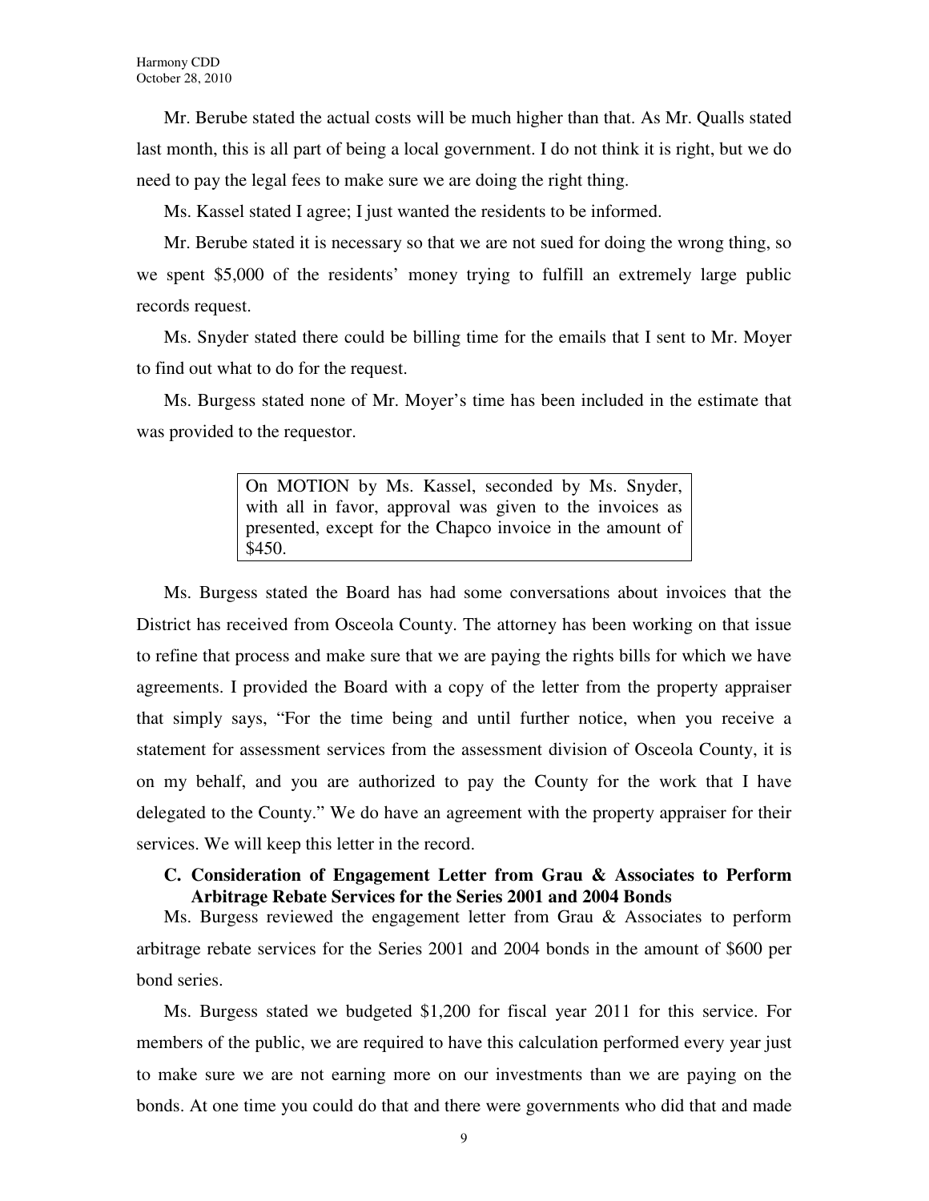Mr. Berube stated the actual costs will be much higher than that. As Mr. Qualls stated last month, this is all part of being a local government. I do not think it is right, but we do need to pay the legal fees to make sure we are doing the right thing.

Ms. Kassel stated I agree; I just wanted the residents to be informed.

Mr. Berube stated it is necessary so that we are not sued for doing the wrong thing, so we spent $5,000 of the residents' money trying to fulfill an extremely large public records request.

Ms. Snyder stated there could be billing time for the emails that I sent to Mr. Moyer to find out what to do for the request.

Ms. Burgess stated none of Mr. Moyer's time has been included in the estimate that was provided to the requestor.

> On MOTION by Ms. Kassel, seconded by Ms. Snyder, with all in favor, approval was given to the invoices as presented, except for the Chapco invoice in the amount of $450.

Ms. Burgess stated the Board has had some conversations about invoices that the District has received from Osceola County. The attorney has been working on that issue to refine that process and make sure that we are paying the rights bills for which we have agreements. I provided the Board with a copy of the letter from the property appraiser that simply says, "For the time being and until further notice, when you receive a statement for assessment services from the assessment division of Osceola County, it is on my behalf, and you are authorized to pay the County for the work that I have delegated to the County." We do have an agreement with the property appraiser for their services. We will keep this letter in the record.

**C. Consideration of Engagement Letter from Grau & Associates to Perform Arbitrage Rebate Services for the Series 2001 and 2004 Bonds**

Ms. Burgess reviewed the engagement letter from Grau & Associates to perform arbitrage rebate services for the Series 2001 and 2004 bonds in the amount of $600 per bond series.

Ms. Burgess stated we budgeted $1,200 for fiscal year 2011 for this service. For members of the public, we are required to have this calculation performed every year just to make sure we are not earning more on our investments than we are paying on the bonds. At one time you could do that and there were governments who did that and made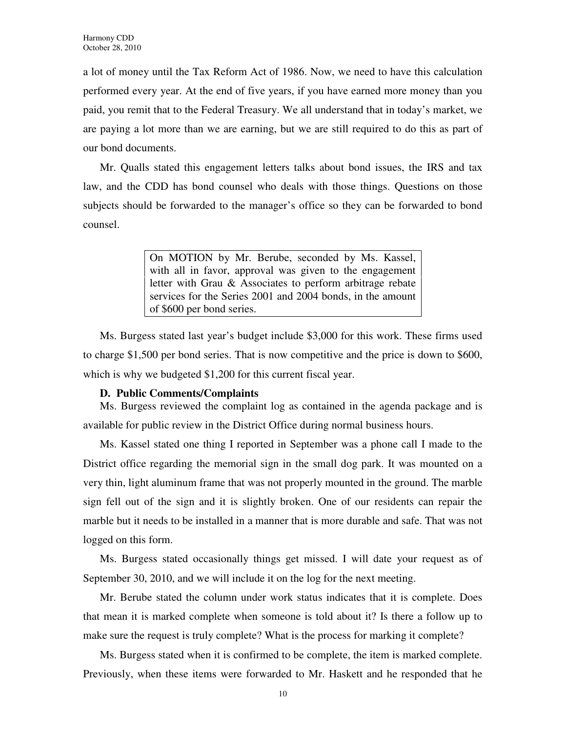a lot of money until the Tax Reform Act of 1986. Now, we need to have this calculation performed every year. At the end of five years, if you have earned more money than you paid, you remit that to the Federal Treasury. We all understand that in today's market, we are paying a lot more than we are earning, but we are still required to do this as part of our bond documents.

Mr. Qualls stated this engagement letters talks about bond issues, the IRS and tax law, and the CDD has bond counsel who deals with those things. Questions on those subjects should be forwarded to the manager's office so they can be forwarded to bond counsel.

> On MOTION by Mr. Berube, seconded by Ms. Kassel, with all in favor, approval was given to the engagement letter with Grau & Associates to perform arbitrage rebate services for the Series 2001 and 2004 bonds, in the amount of $600 per bond series.

Ms. Burgess stated last year's budget include $3,000 for this work. These firms used to charge $1,500 per bond series. That is now competitive and the price is down to $600, which is why we budgeted $1,200 for this current fiscal year.

**D. Public Comments/Complaints**

Ms. Burgess reviewed the complaint log as contained in the agenda package and is available for public review in the District Office during normal business hours.

Ms. Kassel stated one thing I reported in September was a phone call I made to the District office regarding the memorial sign in the small dog park. It was mounted on a very thin, light aluminum frame that was not properly mounted in the ground. The marble sign fell out of the sign and it is slightly broken. One of our residents can repair the marble but it needs to be installed in a manner that is more durable and safe. That was not logged on this form.

Ms. Burgess stated occasionally things get missed. I will date your request as of September 30, 2010, and we will include it on the log for the next meeting.

Mr. Berube stated the column under work status indicates that it is complete. Does that mean it is marked complete when someone is told about it? Is there a follow up to make sure the request is truly complete? What is the process for marking it complete?

Ms. Burgess stated when it is confirmed to be complete, the item is marked complete. Previously, when these items were forwarded to Mr. Haskett and he responded that he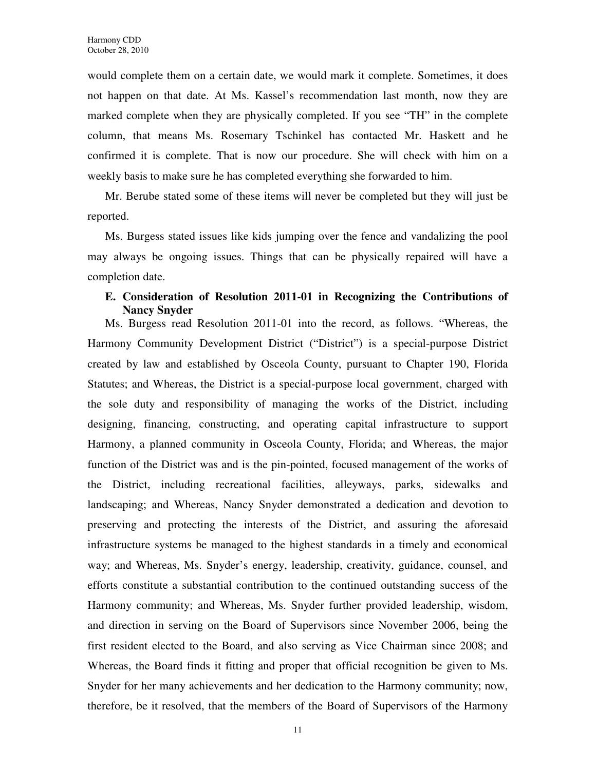would complete them on a certain date, we would mark it complete. Sometimes, it does not happen on that date. At Ms. Kassel's recommendation last month, now they are marked complete when they are physically completed. If you see "TH" in the complete column, that means Ms. Rosemary Tschinkel has contacted Mr. Haskett and he confirmed it is complete. That is now our procedure. She will check with him on a weekly basis to make sure he has completed everything she forwarded to him.

Mr. Berube stated some of these items will never be completed but they will just be reported.

Ms. Burgess stated issues like kids jumping over the fence and vandalizing the pool may always be ongoing issues. Things that can be physically repaired will have a completion date.

**E. Consideration of Resolution 2011-01 in Recognizing the Contributions of Nancy Snyder**

Ms. Burgess read Resolution 2011-01 into the record, as follows. "Whereas, the Harmony Community Development District ("District") is a special-purpose District created by law and established by Osceola County, pursuant to Chapter 190, Florida Statutes; and Whereas, the District is a special-purpose local government, charged with the sole duty and responsibility of managing the works of the District, including designing, financing, constructing, and operating capital infrastructure to support Harmony, a planned community in Osceola County, Florida; and Whereas, the major function of the District was and is the pin-pointed, focused management of the works of the District, including recreational facilities, alleyways, parks, sidewalks and landscaping; and Whereas, Nancy Snyder demonstrated a dedication and devotion to preserving and protecting the interests of the District, and assuring the aforesaid infrastructure systems be managed to the highest standards in a timely and economical way; and Whereas, Ms. Snyder's energy, leadership, creativity, guidance, counsel, and efforts constitute a substantial contribution to the continued outstanding success of the Harmony community; and Whereas, Ms. Snyder further provided leadership, wisdom, and direction in serving on the Board of Supervisors since November 2006, being the first resident elected to the Board, and also serving as Vice Chairman since 2008; and Whereas, the Board finds it fitting and proper that official recognition be given to Ms. Snyder for her many achievements and her dedication to the Harmony community; now, therefore, be it resolved, that the members of the Board of Supervisors of the Harmony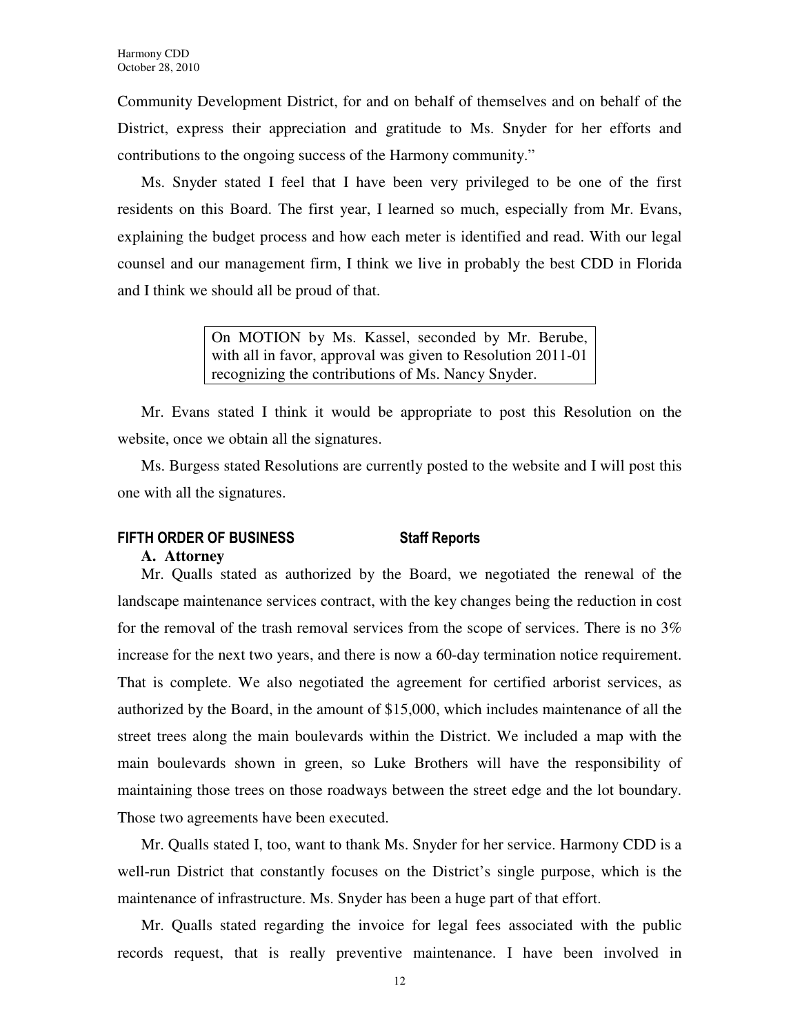Community Development District, for and on behalf of themselves and on behalf of the District, express their appreciation and gratitude to Ms. Snyder for her efforts and contributions to the ongoing success of the Harmony community."

Ms. Snyder stated I feel that I have been very privileged to be one of the first residents on this Board. The first year, I learned so much, especially from Mr. Evans, explaining the budget process and how each meter is identified and read. With our legal counsel and our management firm, I think we live in probably the best CDD in Florida and I think we should all be proud of that.

> On MOTION by Ms. Kassel, seconded by Mr. Berube, with all in favor, approval was given to Resolution 2011-01 recognizing the contributions of Ms. Nancy Snyder.

Mr. Evans stated I think it would be appropriate to post this Resolution on the website, once we obtain all the signatures.

Ms. Burgess stated Resolutions are currently posted to the website and I will post this one with all the signatures.

## FIFTH ORDER OF BUSINESS Staff Reports

### A. Attorney

Mr. Qualls stated as authorized by the Board, we negotiated the renewal of the landscape maintenance services contract, with the key changes being the reduction in cost for the removal of the trash removal services from the scope of services. There is no 3% increase for the next two years, and there is now a 60-day termination notice requirement. That is complete. We also negotiated the agreement for certified arborist services, as authorized by the Board, in the amount of $15,000, which includes maintenance of all the street trees along the main boulevards within the District. We included a map with the main boulevards shown in green, so Luke Brothers will have the responsibility of maintaining those trees on those roadways between the street edge and the lot boundary. Those two agreements have been executed.

Mr. Qualls stated I, too, want to thank Ms. Snyder for her service. Harmony CDD is a well-run District that constantly focuses on the District's single purpose, which is the maintenance of infrastructure. Ms. Snyder has been a huge part of that effort.

Mr. Qualls stated regarding the invoice for legal fees associated with the public records request, that is really preventive maintenance. I have been involved in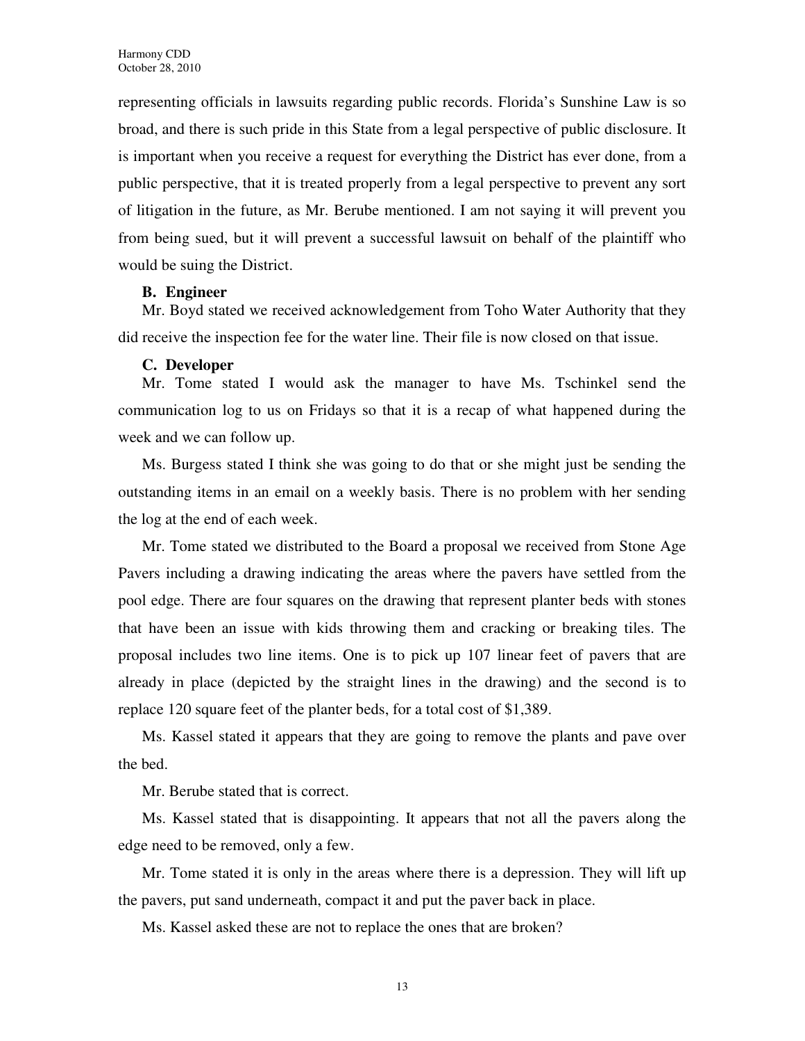representing officials in lawsuits regarding public records. Florida's Sunshine Law is so broad, and there is such pride in this State from a legal perspective of public disclosure. It is important when you receive a request for everything the District has ever done, from a public perspective, that it is treated properly from a legal perspective to prevent any sort of litigation in the future, as Mr. Berube mentioned. I am not saying it will prevent you from being sued, but it will prevent a successful lawsuit on behalf of the plaintiff who would be suing the District.

**B. Engineer**

Mr. Boyd stated we received acknowledgement from Toho Water Authority that they did receive the inspection fee for the water line. Their file is now closed on that issue.

**C. Developer**

Mr. Tome stated I would ask the manager to have Ms. Tschinkel send the communication log to us on Fridays so that it is a recap of what happened during the week and we can follow up.

Ms. Burgess stated I think she was going to do that or she might just be sending the outstanding items in an email on a weekly basis. There is no problem with her sending the log at the end of each week.

Mr. Tome stated we distributed to the Board a proposal we received from Stone Age Pavers including a drawing indicating the areas where the pavers have settled from the pool edge. There are four squares on the drawing that represent planter beds with stones that have been an issue with kids throwing them and cracking or breaking tiles. The proposal includes two line items. One is to pick up 107 linear feet of pavers that are already in place (depicted by the straight lines in the drawing) and the second is to replace 120 square feet of the planter beds, for a total cost of $1,389.

Ms. Kassel stated it appears that they are going to remove the plants and pave over the bed.

Mr. Berube stated that is correct.

Ms. Kassel stated that is disappointing. It appears that not all the pavers along the edge need to be removed, only a few.

Mr. Tome stated it is only in the areas where there is a depression. They will lift up the pavers, put sand underneath, compact it and put the paver back in place.

Ms. Kassel asked these are not to replace the ones that are broken?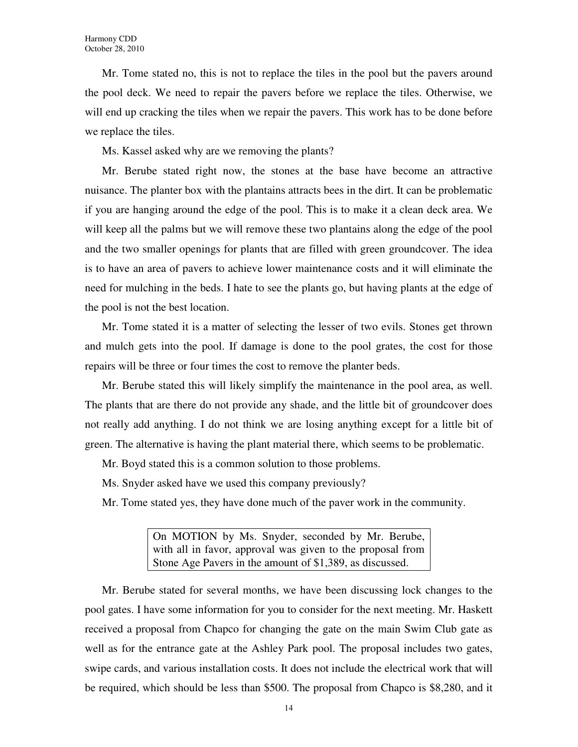Mr. Tome stated no, this is not to replace the tiles in the pool but the pavers around the pool deck. We need to repair the pavers before we replace the tiles. Otherwise, we will end up cracking the tiles when we repair the pavers. This work has to be done before we replace the tiles.

Ms. Kassel asked why are we removing the plants?

Mr. Berube stated right now, the stones at the base have become an attractive nuisance. The planter box with the plantains attracts bees in the dirt. It can be problematic if you are hanging around the edge of the pool. This is to make it a clean deck area. We will keep all the palms but we will remove these two plantains along the edge of the pool and the two smaller openings for plants that are filled with green groundcover. The idea is to have an area of pavers to achieve lower maintenance costs and it will eliminate the need for mulching in the beds. I hate to see the plants go, but having plants at the edge of the pool is not the best location.

Mr. Tome stated it is a matter of selecting the lesser of two evils. Stones get thrown and mulch gets into the pool. If damage is done to the pool grates, the cost for those repairs will be three or four times the cost to remove the planter beds.

Mr. Berube stated this will likely simplify the maintenance in the pool area, as well. The plants that are there do not provide any shade, and the little bit of groundcover does not really add anything. I do not think we are losing anything except for a little bit of green. The alternative is having the plant material there, which seems to be problematic.

Mr. Boyd stated this is a common solution to those problems.

Ms. Snyder asked have we used this company previously?

Mr. Tome stated yes, they have done much of the paver work in the community.

> On MOTION by Ms. Snyder, seconded by Mr. Berube, with all in favor, approval was given to the proposal from Stone Age Pavers in the amount of $1,389, as discussed.

Mr. Berube stated for several months, we have been discussing lock changes to the pool gates. I have some information for you to consider for the next meeting. Mr. Haskett received a proposal from Chapco for changing the gate on the main Swim Club gate as well as for the entrance gate at the Ashley Park pool. The proposal includes two gates, swipe cards, and various installation costs. It does not include the electrical work that will be required, which should be less than $500. The proposal from Chapco is $8,280, and it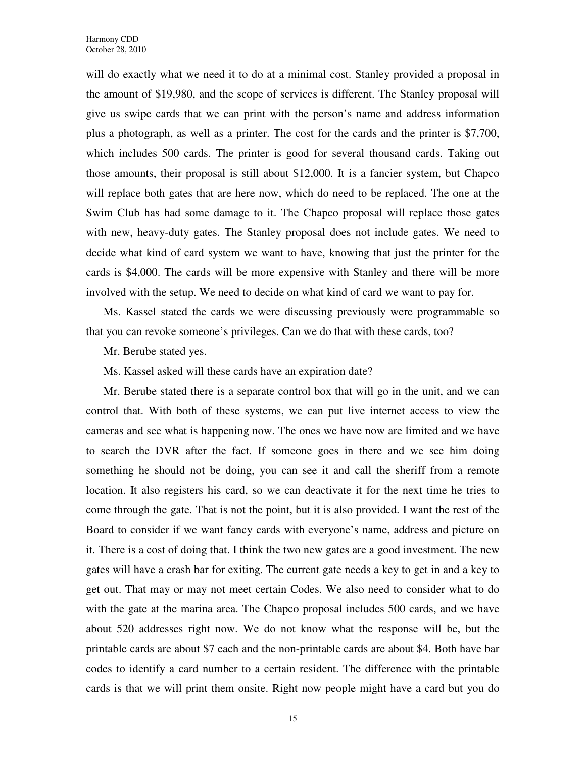will do exactly what we need it to do at a minimal cost. Stanley provided a proposal in the amount of $19,980, and the scope of services is different. The Stanley proposal will give us swipe cards that we can print with the person's name and address information plus a photograph, as well as a printer. The cost for the cards and the printer is $7,700, which includes 500 cards. The printer is good for several thousand cards. Taking out those amounts, their proposal is still about $12,000. It is a fancier system, but Chapco will replace both gates that are here now, which do need to be replaced. The one at the Swim Club has had some damage to it. The Chapco proposal will replace those gates with new, heavy-duty gates. The Stanley proposal does not include gates. We need to decide what kind of card system we want to have, knowing that just the printer for the cards is $4,000. The cards will be more expensive with Stanley and there will be more involved with the setup. We need to decide on what kind of card we want to pay for.

Ms. Kassel stated the cards we were discussing previously were programmable so that you can revoke someone's privileges. Can we do that with these cards, too?

Mr. Berube stated yes.

Ms. Kassel asked will these cards have an expiration date?

Mr. Berube stated there is a separate control box that will go in the unit, and we can control that. With both of these systems, we can put live internet access to view the cameras and see what is happening now. The ones we have now are limited and we have to search the DVR after the fact. If someone goes in there and we see him doing something he should not be doing, you can see it and call the sheriff from a remote location. It also registers his card, so we can deactivate it for the next time he tries to come through the gate. That is not the point, but it is also provided. I want the rest of the Board to consider if we want fancy cards with everyone's name, address and picture on it. There is a cost of doing that. I think the two new gates are a good investment. The new gates will have a crash bar for exiting. The current gate needs a key to get in and a key to get out. That may or may not meet certain Codes. We also need to consider what to do with the gate at the marina area. The Chapco proposal includes 500 cards, and we have about 520 addresses right now. We do not know what the response will be, but the printable cards are about $7 each and the non-printable cards are about $4. Both have bar codes to identify a card number to a certain resident. The difference with the printable cards is that we will print them onsite. Right now people might have a card but you do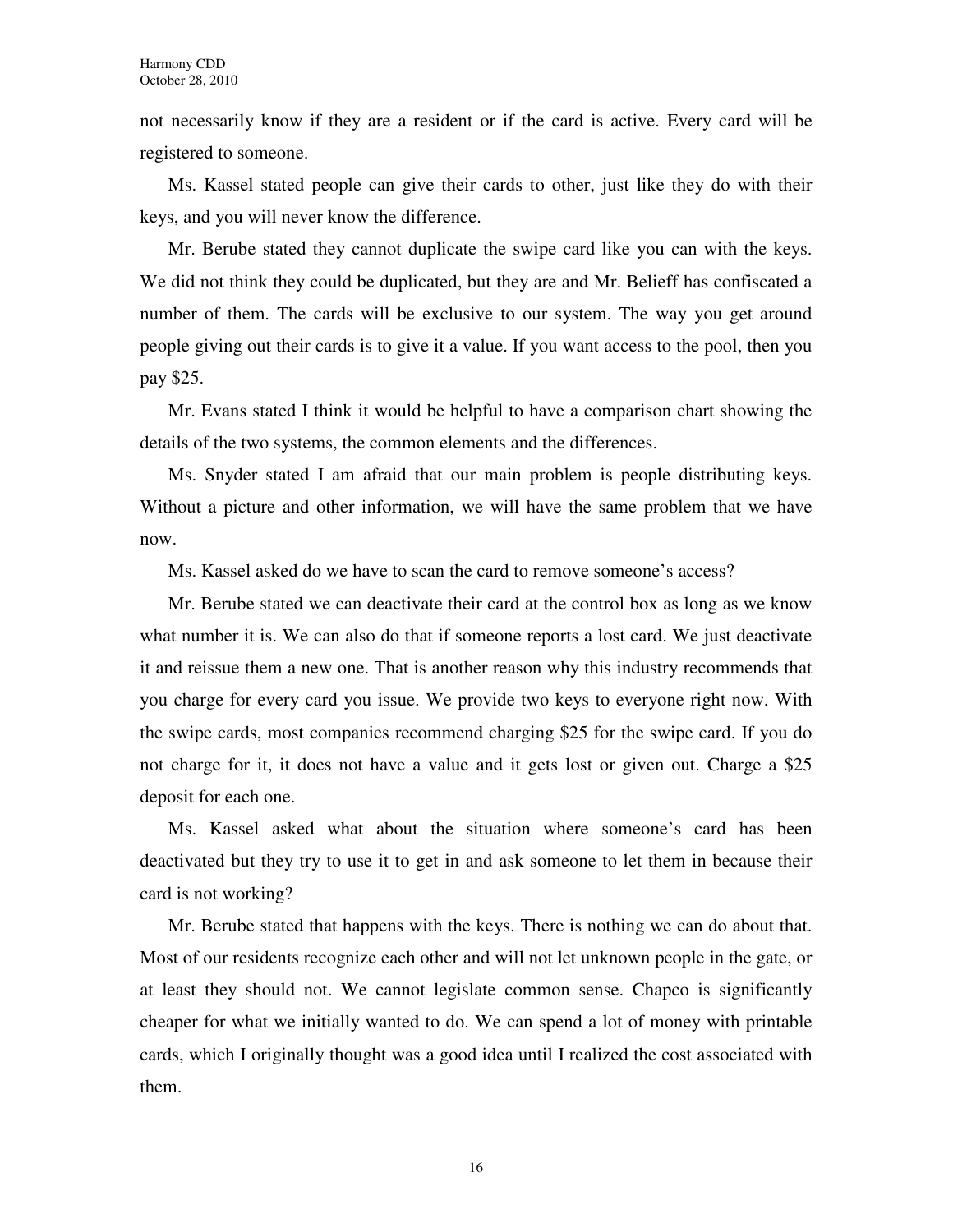not necessarily know if they are a resident or if the card is active. Every card will be registered to someone.

Ms. Kassel stated people can give their cards to other, just like they do with their keys, and you will never know the difference.

Mr. Berube stated they cannot duplicate the swipe card like you can with the keys. We did not think they could be duplicated, but they are and Mr. Belieff has confiscated a number of them. The cards will be exclusive to our system. The way you get around people giving out their cards is to give it a value. If you want access to the pool, then you pay $25.

Mr. Evans stated I think it would be helpful to have a comparison chart showing the details of the two systems, the common elements and the differences.

Ms. Snyder stated I am afraid that our main problem is people distributing keys. Without a picture and other information, we will have the same problem that we have now.

Ms. Kassel asked do we have to scan the card to remove someone's access?

Mr. Berube stated we can deactivate their card at the control box as long as we know what number it is. We can also do that if someone reports a lost card. We just deactivate it and reissue them a new one. That is another reason why this industry recommends that you charge for every card you issue. We provide two keys to everyone right now. With the swipe cards, most companies recommend charging $25 for the swipe card. If you do not charge for it, it does not have a value and it gets lost or given out. Charge a $25 deposit for each one.

Ms. Kassel asked what about the situation where someone's card has been deactivated but they try to use it to get in and ask someone to let them in because their card is not working?

Mr. Berube stated that happens with the keys. There is nothing we can do about that. Most of our residents recognize each other and will not let unknown people in the gate, or at least they should not. We cannot legislate common sense. Chapco is significantly cheaper for what we initially wanted to do. We can spend a lot of money with printable cards, which I originally thought was a good idea until I realized the cost associated with them.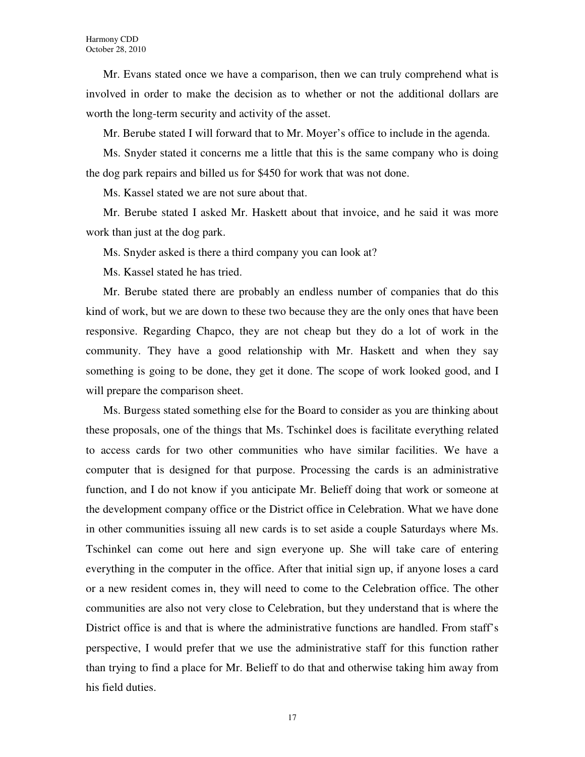Mr. Evans stated once we have a comparison, then we can truly comprehend what is involved in order to make the decision as to whether or not the additional dollars are worth the long-term security and activity of the asset.

Mr. Berube stated I will forward that to Mr. Moyer's office to include in the agenda.

Ms. Snyder stated it concerns me a little that this is the same company who is doing the dog park repairs and billed us for $450 for work that was not done.

Ms. Kassel stated we are not sure about that.

Mr. Berube stated I asked Mr. Haskett about that invoice, and he said it was more work than just at the dog park.

Ms. Snyder asked is there a third company you can look at?

Ms. Kassel stated he has tried.

Mr. Berube stated there are probably an endless number of companies that do this kind of work, but we are down to these two because they are the only ones that have been responsive. Regarding Chapco, they are not cheap but they do a lot of work in the community. They have a good relationship with Mr. Haskett and when they say something is going to be done, they get it done. The scope of work looked good, and I will prepare the comparison sheet.

Ms. Burgess stated something else for the Board to consider as you are thinking about these proposals, one of the things that Ms. Tschinkel does is facilitate everything related to access cards for two other communities who have similar facilities. We have a computer that is designed for that purpose. Processing the cards is an administrative function, and I do not know if you anticipate Mr. Belieff doing that work or someone at the development company office or the District office in Celebration. What we have done in other communities issuing all new cards is to set aside a couple Saturdays where Ms. Tschinkel can come out here and sign everyone up. She will take care of entering everything in the computer in the office. After that initial sign up, if anyone loses a card or a new resident comes in, they will need to come to the Celebration office. The other communities are also not very close to Celebration, but they understand that is where the District office is and that is where the administrative functions are handled. From staff's perspective, I would prefer that we use the administrative staff for this function rather than trying to find a place for Mr. Belieff to do that and otherwise taking him away from his field duties.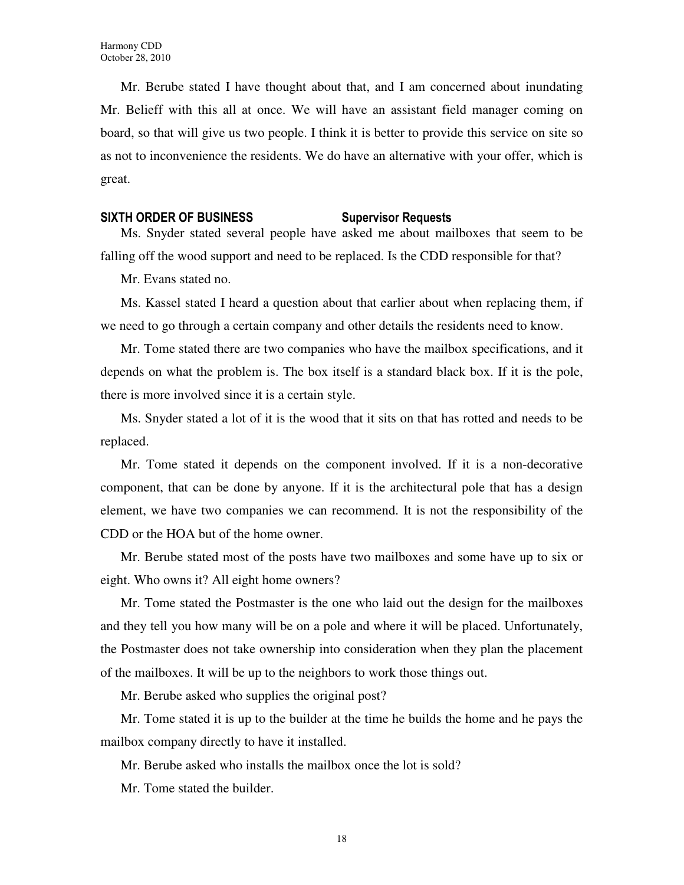Mr. Berube stated I have thought about that, and I am concerned about inundating Mr. Belieff with this all at once. We will have an assistant field manager coming on board, so that will give us two people. I think it is better to provide this service on site so as not to inconvenience the residents. We do have an alternative with your offer, which is great.

## SIXTH ORDER OF BUSINESS — Supervisor Requests

Ms. Snyder stated several people have asked me about mailboxes that seem to be falling off the wood support and need to be replaced. Is the CDD responsible for that?

Mr. Evans stated no.

Ms. Kassel stated I heard a question about that earlier about when replacing them, if we need to go through a certain company and other details the residents need to know.

Mr. Tome stated there are two companies who have the mailbox specifications, and it depends on what the problem is. The box itself is a standard black box. If it is the pole, there is more involved since it is a certain style.

Ms. Snyder stated a lot of it is the wood that it sits on that has rotted and needs to be replaced.

Mr. Tome stated it depends on the component involved. If it is a non-decorative component, that can be done by anyone. If it is the architectural pole that has a design element, we have two companies we can recommend. It is not the responsibility of the CDD or the HOA but of the home owner.

Mr. Berube stated most of the posts have two mailboxes and some have up to six or eight. Who owns it? All eight home owners?

Mr. Tome stated the Postmaster is the one who laid out the design for the mailboxes and they tell you how many will be on a pole and where it will be placed. Unfortunately, the Postmaster does not take ownership into consideration when they plan the placement of the mailboxes. It will be up to the neighbors to work those things out.

Mr. Berube asked who supplies the original post?

Mr. Tome stated it is up to the builder at the time he builds the home and he pays the mailbox company directly to have it installed.

Mr. Berube asked who installs the mailbox once the lot is sold?

Mr. Tome stated the builder.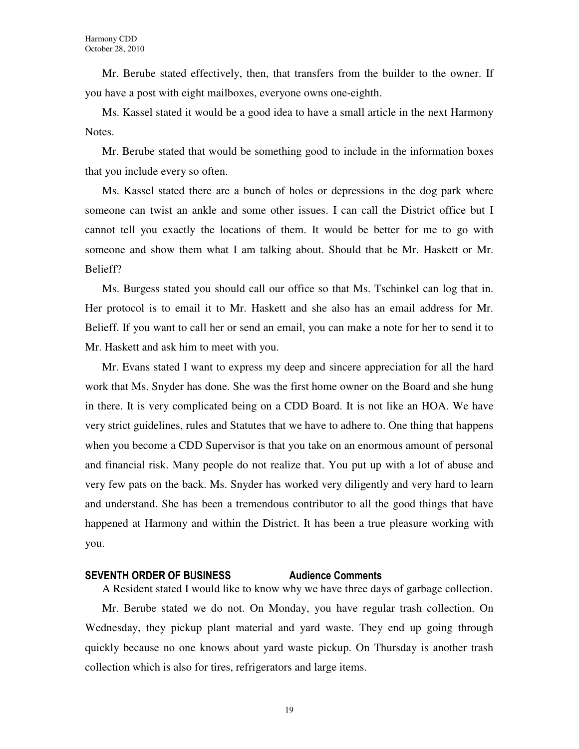Mr. Berube stated effectively, then, that transfers from the builder to the owner. If you have a post with eight mailboxes, everyone owns one-eighth.

Ms. Kassel stated it would be a good idea to have a small article in the next Harmony Notes.

Mr. Berube stated that would be something good to include in the information boxes that you include every so often.

Ms. Kassel stated there are a bunch of holes or depressions in the dog park where someone can twist an ankle and some other issues. I can call the District office but I cannot tell you exactly the locations of them. It would be better for me to go with someone and show them what I am talking about. Should that be Mr. Haskett or Mr. Belieff?

Ms. Burgess stated you should call our office so that Ms. Tschinkel can log that in. Her protocol is to email it to Mr. Haskett and she also has an email address for Mr. Belieff. If you want to call her or send an email, you can make a note for her to send it to Mr. Haskett and ask him to meet with you.

Mr. Evans stated I want to express my deep and sincere appreciation for all the hard work that Ms. Snyder has done. She was the first home owner on the Board and she hung in there. It is very complicated being on a CDD Board. It is not like an HOA. We have very strict guidelines, rules and Statutes that we have to adhere to. One thing that happens when you become a CDD Supervisor is that you take on an enormous amount of personal and financial risk. Many people do not realize that. You put up with a lot of abuse and very few pats on the back. Ms. Snyder has worked very diligently and very hard to learn and understand. She has been a tremendous contributor to all the good things that have happened at Harmony and within the District. It has been a true pleasure working with you.

## SEVENTH ORDER OF BUSINESS Audience Comments

A Resident stated I would like to know why we have three days of garbage collection.

Mr. Berube stated we do not. On Monday, you have regular trash collection. On Wednesday, they pickup plant material and yard waste. They end up going through quickly because no one knows about yard waste pickup. On Thursday is another trash collection which is also for tires, refrigerators and large items.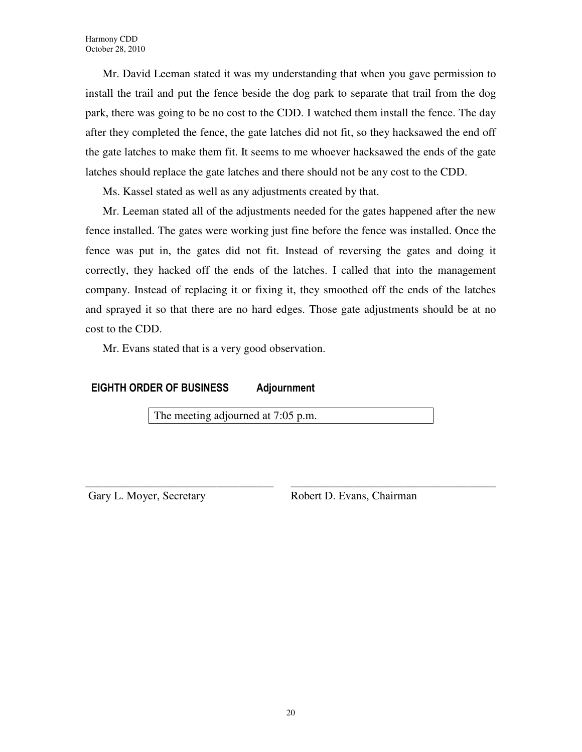Mr. David Leeman stated it was my understanding that when you gave permission to install the trail and put the fence beside the dog park to separate that trail from the dog park, there was going to be no cost to the CDD. I watched them install the fence. The day after they completed the fence, the gate latches did not fit, so they hacksawed the end off the gate latches to make them fit. It seems to me whoever hacksawed the ends of the gate latches should replace the gate latches and there should not be any cost to the CDD.

Ms. Kassel stated as well as any adjustments created by that.

Mr. Leeman stated all of the adjustments needed for the gates happened after the new fence installed. The gates were working just fine before the fence was installed. Once the fence was put in, the gates did not fit. Instead of reversing the gates and doing it correctly, they hacked off the ends of the latches. I called that into the management company. Instead of replacing it or fixing it, they smoothed off the ends of the latches and sprayed it so that there are no hard edges. Those gate adjustments should be at no cost to the CDD.

Mr. Evans stated that is a very good observation.

## EIGHTH ORDER OF BUSINESS Adjournment

The meeting adjourned at 7:05 p.m.

\_\_\_\_\_\_\_\_\_\_\_\_\_\_\_\_\_\_\_\_\_\_\_\_\_\_\_\_\_\_\_\_\_\_ \_\_\_\_\_\_\_\_\_\_\_\_\_\_\_\_\_\_\_\_\_\_\_\_\_\_\_\_\_\_\_\_\_\_\_\_\_

Gary L. Moyer, Secretary Robert D. Evans, Chairman